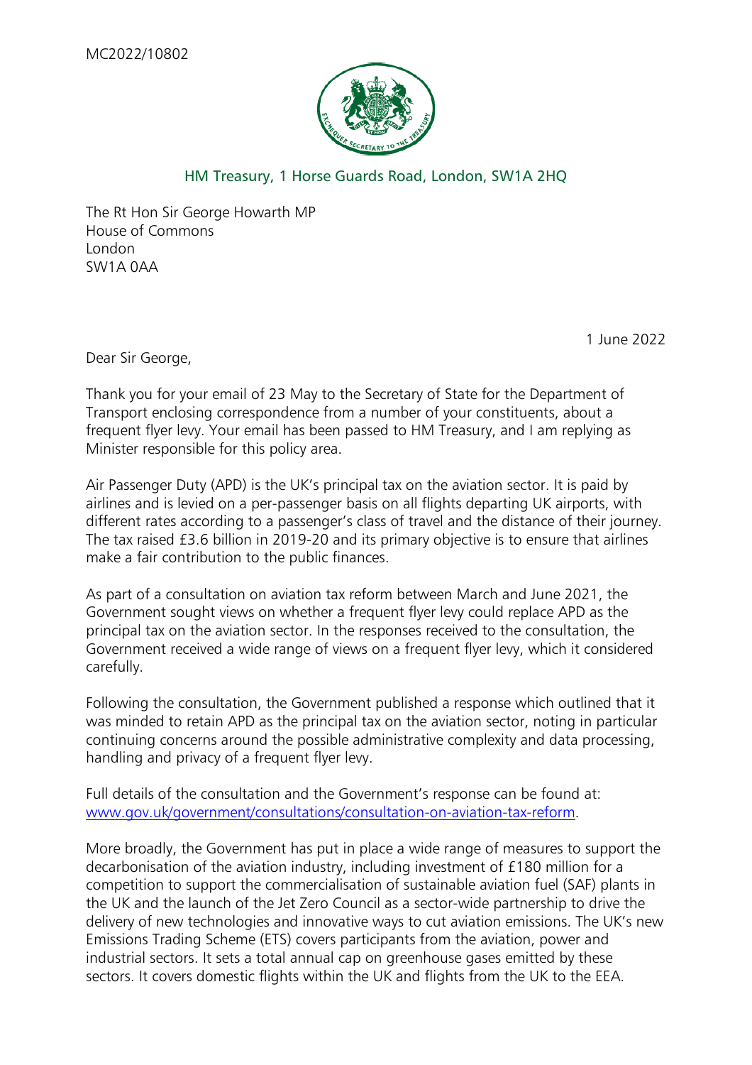MC2022/10802

HM Treasury, 1 Horse Guards Road, London, SW1A 2HQ

The Rt Hon Sir George Howarth MP
House of Commons
London
SW1A 0AA

1 June 2022

Dear Sir George,

Thank you for your email of 23 May to the Secretary of State for the Department of Transport enclosing correspondence from a number of your constituents, about a frequent flyer levy. Your email has been passed to HM Treasury, and I am replying as Minister responsible for this policy area.

Air Passenger Duty (APD) is the UK's principal tax on the aviation sector. It is paid by airlines and is levied on a per-passenger basis on all flights departing UK airports, with different rates according to a passenger's class of travel and the distance of their journey. The tax raised £3.6 billion in 2019-20 and its primary objective is to ensure that airlines make a fair contribution to the public finances.

As part of a consultation on aviation tax reform between March and June 2021, the Government sought views on whether a frequent flyer levy could replace APD as the principal tax on the aviation sector. In the responses received to the consultation, the Government received a wide range of views on a frequent flyer levy, which it considered carefully.

Following the consultation, the Government published a response which outlined that it was minded to retain APD as the principal tax on the aviation sector, noting in particular continuing concerns around the possible administrative complexity and data processing, handling and privacy of a frequent flyer levy.

Full details of the consultation and the Government's response can be found at: [www.gov.uk/government/consultations/consultation-on-aviation-tax-reform](www.gov.uk/government/consultations/consultation-on-aviation-tax-reform).

More broadly, the Government has put in place a wide range of measures to support the decarbonisation of the aviation industry, including investment of £180 million for a competition to support the commercialisation of sustainable aviation fuel (SAF) plants in the UK and the launch of the Jet Zero Council as a sector-wide partnership to drive the delivery of new technologies and innovative ways to cut aviation emissions. The UK's new Emissions Trading Scheme (ETS) covers participants from the aviation, power and industrial sectors. It sets a total annual cap on greenhouse gases emitted by these sectors. It covers domestic flights within the UK and flights from the UK to the EEA.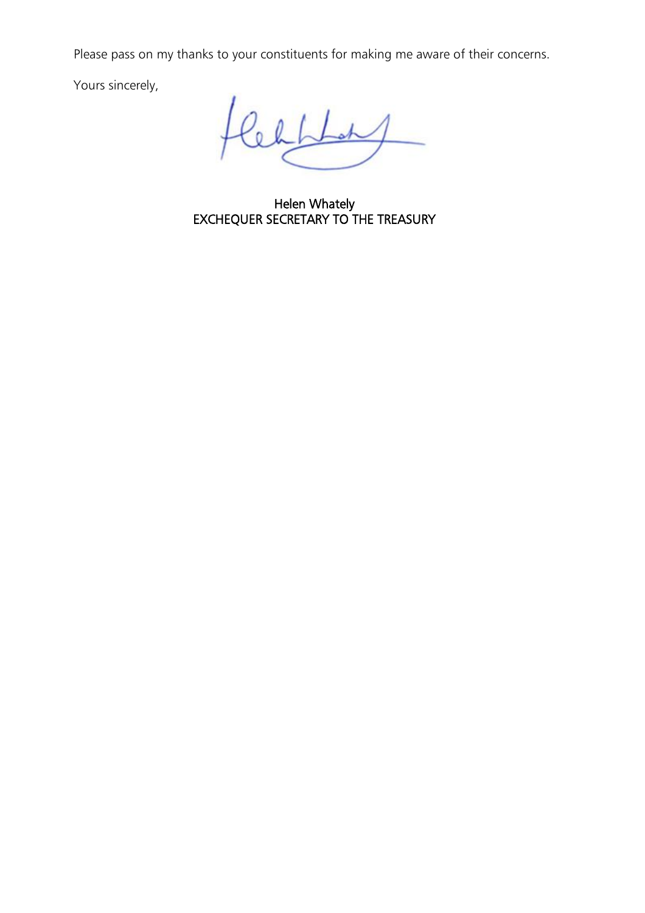Please pass on my thanks to your constituents for making me aware of their concerns.

Yours sincerely,

Helen Whately
EXCHEQUER SECRETARY TO THE TREASURY